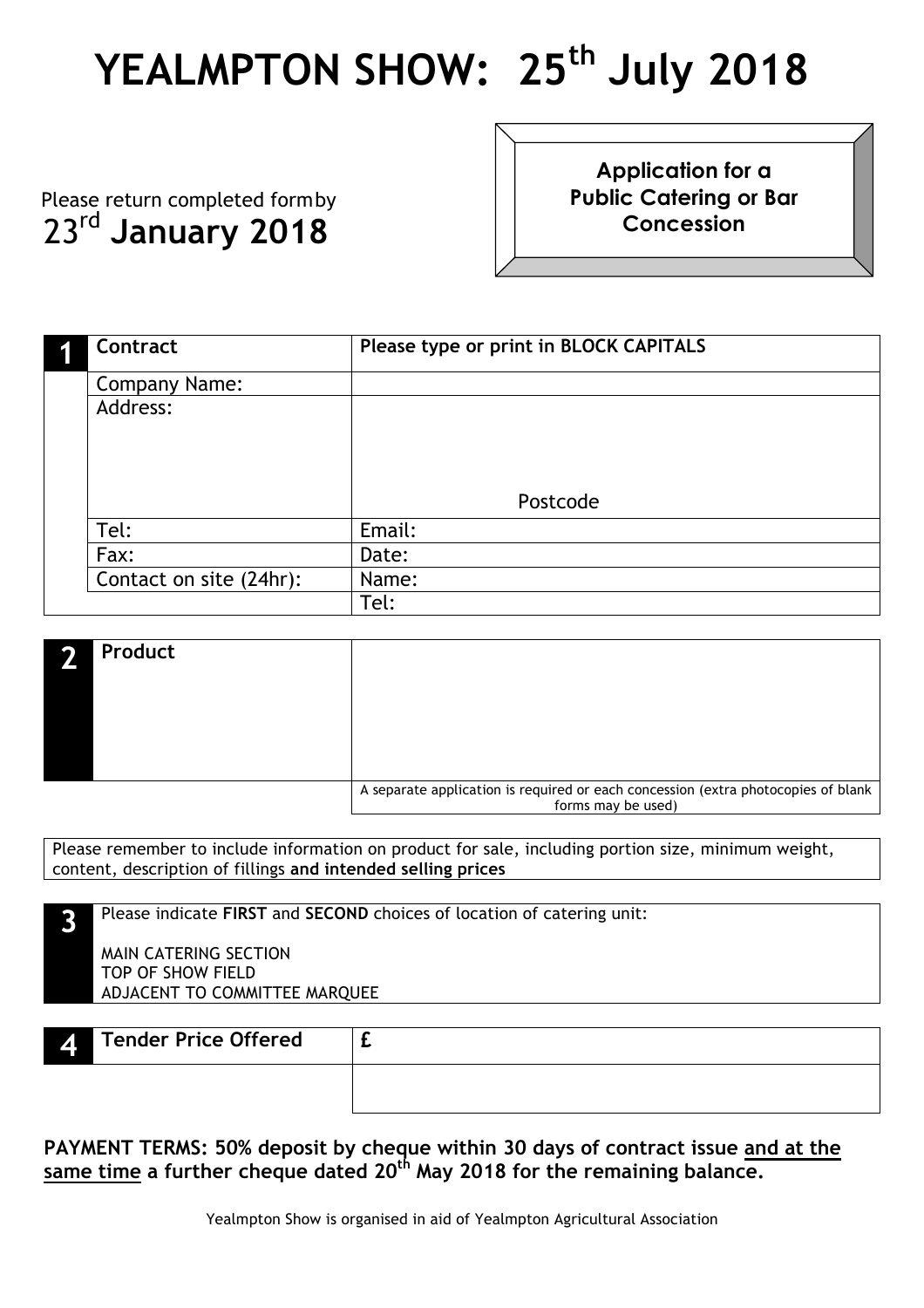# YEALMPTON SHOW: 25th July 2018

Please return completed form by
**23rd January 2018**

**Application for a Public Catering or Bar Concession**

| 1 | **Contract** | **Please type or print in BLOCK CAPITALS** |
|---|---|---|
| | Company Name: | |
| | Address: | Postcode |
| | Tel: | Email: |
| | Fax: | Date: |
| | Contact on site (24hr): | Name: |
| | | Tel: |

| 2 | **Product** | |
|---|---|---|
| | | A separate application is required or each concession (extra photocopies of blank forms may be used) |

Please remember to include information on product for sale, including portion size, minimum weight, content, description of fillings **and intended selling prices**

**3** Please indicate **FIRST** and **SECOND** choices of location of catering unit:

MAIN CATERING SECTION
TOP OF SHOW FIELD
ADJACENT TO COMMITTEE MARQUEE

| 4 | **Tender Price Offered** | £ |
|---|---|---|
| | | |

**PAYMENT TERMS: 50% deposit by cheque within 30 days of contract issue <u>and at the same time</u> a further cheque dated 20th May 2018 for the remaining balance.**

Yealmpton Show is organised in aid of Yealmpton Agricultural Association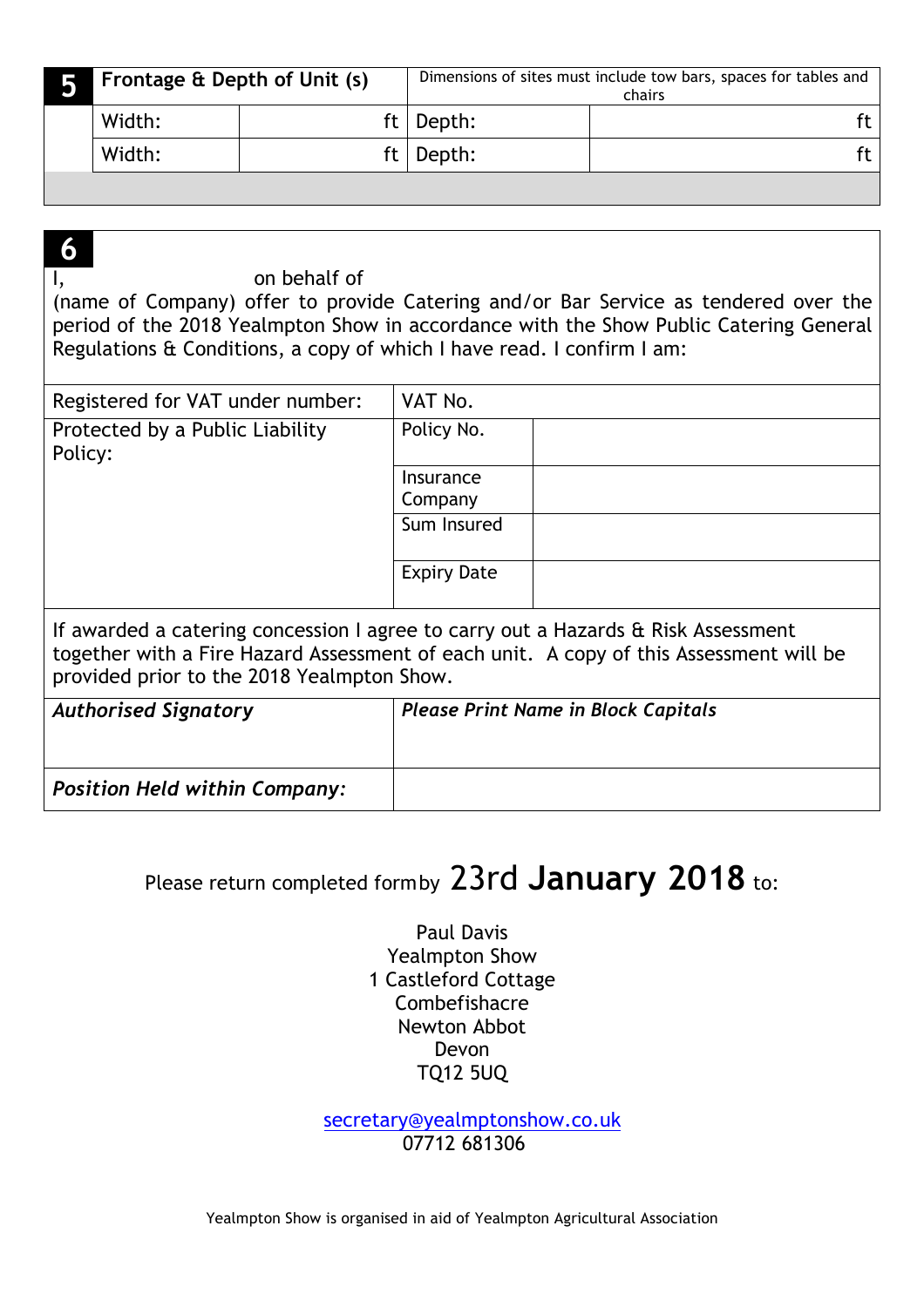| 5 | Frontage & Depth of Unit (s) | | Dimensions of sites must include tow bars, spaces for tables and chairs | |
|---|---|---|---|---|
| | Width: | ft | Depth: | ft |
| | Width: | ft | Depth: | ft |

## 6

I, on behalf of

(name of Company) offer to provide Catering and/or Bar Service as tendered over the period of the 2018 Yealmpton Show in accordance with the Show Public Catering General Regulations & Conditions, a copy of which I have read. I confirm I am:

| | | |
|---|---|---|
| Registered for VAT under number: | VAT No. | |
| Protected by a Public Liability Policy: | Policy No. | |
| | Insurance Company | |
| | Sum Insured | |
| | Expiry Date | |

If awarded a catering concession I agree to carry out a Hazards & Risk Assessment together with a Fire Hazard Assessment of each unit. A copy of this Assessment will be provided prior to the 2018 Yealmpton Show.

| | |
|---|---|
| *Authorised Signatory* | *Please Print Name in Block Capitals* |
| *Position Held within Company:* | |

Please return completed form by 23rd **January 2018** to:

Paul Davis
Yealmpton Show
1 Castleford Cottage
Combefishacre
Newton Abbot
Devon
TQ12 5UQ

secretary@yealmptonshow.co.uk
07712 681306

Yealmpton Show is organised in aid of Yealmpton Agricultural Association